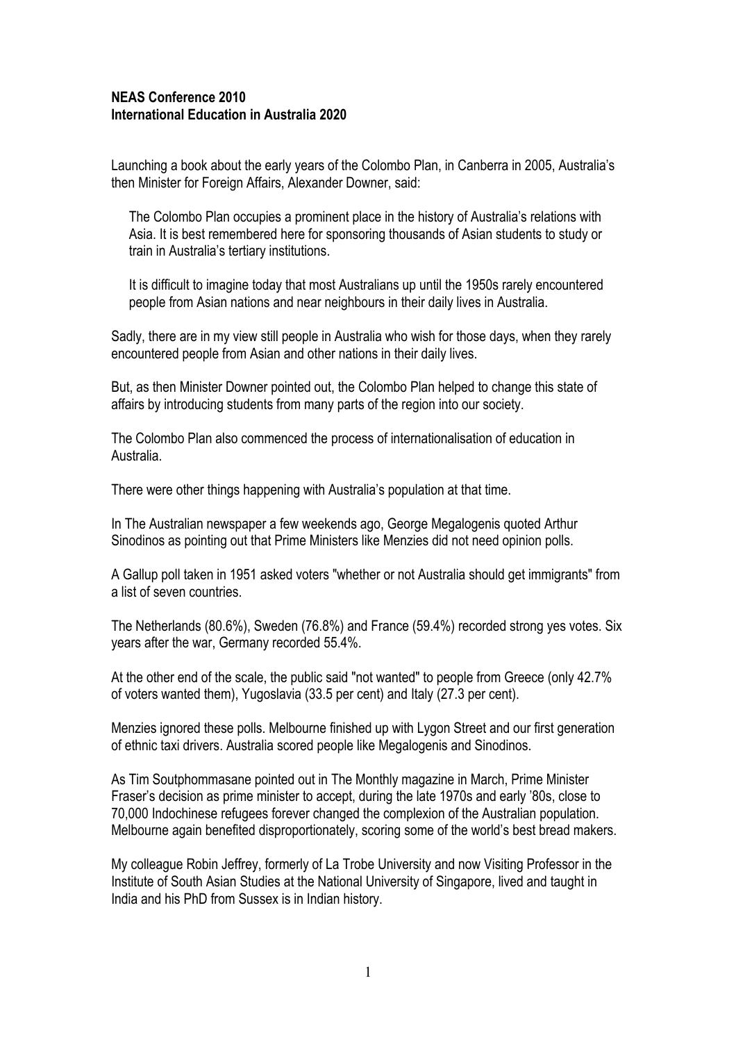**NEAS Conference 2010**
**International Education in Australia 2020**

Launching a book about the early years of the Colombo Plan, in Canberra in 2005, Australia's then Minister for Foreign Affairs, Alexander Downer, said:

> The Colombo Plan occupies a prominent place in the history of Australia's relations with Asia. It is best remembered here for sponsoring thousands of Asian students to study or train in Australia's tertiary institutions.
>
> It is difficult to imagine today that most Australians up until the 1950s rarely encountered people from Asian nations and near neighbours in their daily lives in Australia.

Sadly, there are in my view still people in Australia who wish for those days, when they rarely encountered people from Asian and other nations in their daily lives.

But, as then Minister Downer pointed out, the Colombo Plan helped to change this state of affairs by introducing students from many parts of the region into our society.

The Colombo Plan also commenced the process of internationalisation of education in Australia.

There were other things happening with Australia's population at that time.

In The Australian newspaper a few weekends ago, George Megalogenis quoted Arthur Sinodinos as pointing out that Prime Ministers like Menzies did not need opinion polls.

A Gallup poll taken in 1951 asked voters "whether or not Australia should get immigrants" from a list of seven countries.

The Netherlands (80.6%), Sweden (76.8%) and France (59.4%) recorded strong yes votes. Six years after the war, Germany recorded 55.4%.

At the other end of the scale, the public said "not wanted" to people from Greece (only 42.7% of voters wanted them), Yugoslavia (33.5 per cent) and Italy (27.3 per cent).

Menzies ignored these polls. Melbourne finished up with Lygon Street and our first generation of ethnic taxi drivers. Australia scored people like Megalogenis and Sinodinos.

As Tim Soutphommasane pointed out in The Monthly magazine in March, Prime Minister Fraser's decision as prime minister to accept, during the late 1970s and early '80s, close to 70,000 Indochinese refugees forever changed the complexion of the Australian population. Melbourne again benefited disproportionately, scoring some of the world's best bread makers.

My colleague Robin Jeffrey, formerly of La Trobe University and now Visiting Professor in the Institute of South Asian Studies at the National University of Singapore, lived and taught in India and his PhD from Sussex is in Indian history.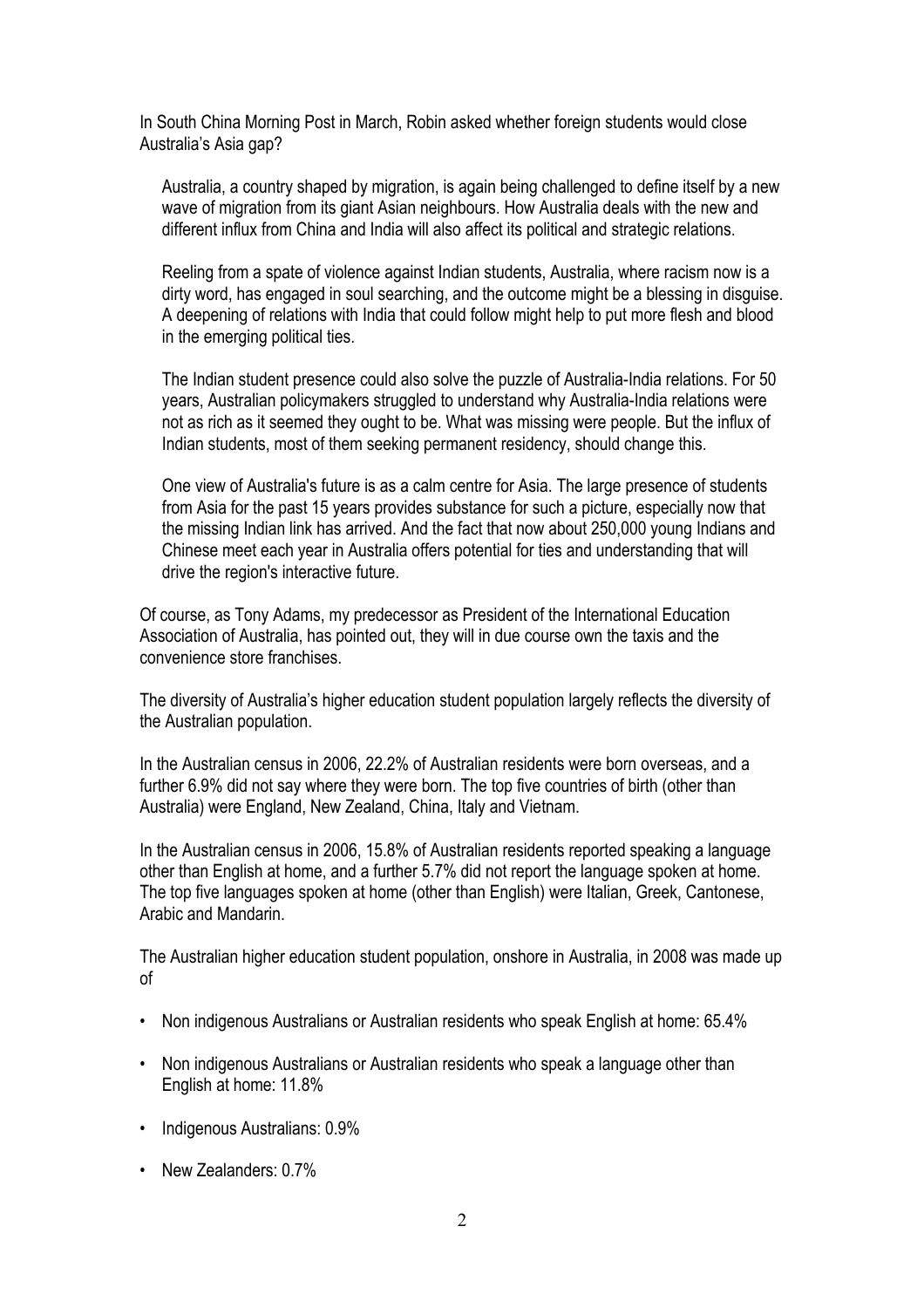In South China Morning Post in March, Robin asked whether foreign students would close Australia's Asia gap?

> Australia, a country shaped by migration, is again being challenged to define itself by a new wave of migration from its giant Asian neighbours. How Australia deals with the new and different influx from China and India will also affect its political and strategic relations.
>
> Reeling from a spate of violence against Indian students, Australia, where racism now is a dirty word, has engaged in soul searching, and the outcome might be a blessing in disguise. A deepening of relations with India that could follow might help to put more flesh and blood in the emerging political ties.
>
> The Indian student presence could also solve the puzzle of Australia-India relations. For 50 years, Australian policymakers struggled to understand why Australia-India relations were not as rich as it seemed they ought to be. What was missing were people. But the influx of Indian students, most of them seeking permanent residency, should change this.
>
> One view of Australia's future is as a calm centre for Asia. The large presence of students from Asia for the past 15 years provides substance for such a picture, especially now that the missing Indian link has arrived. And the fact that now about 250,000 young Indians and Chinese meet each year in Australia offers potential for ties and understanding that will drive the region's interactive future.

Of course, as Tony Adams, my predecessor as President of the International Education Association of Australia, has pointed out, they will in due course own the taxis and the convenience store franchises.

The diversity of Australia's higher education student population largely reflects the diversity of the Australian population.

In the Australian census in 2006, 22.2% of Australian residents were born overseas, and a further 6.9% did not say where they were born. The top five countries of birth (other than Australia) were England, New Zealand, China, Italy and Vietnam.

In the Australian census in 2006, 15.8% of Australian residents reported speaking a language other than English at home, and a further 5.7% did not report the language spoken at home. The top five languages spoken at home (other than English) were Italian, Greek, Cantonese, Arabic and Mandarin.

The Australian higher education student population, onshore in Australia, in 2008 was made up of

- Non indigenous Australians or Australian residents who speak English at home: 65.4%
- Non indigenous Australians or Australian residents who speak a language other than English at home: 11.8%
- Indigenous Australians: 0.9%
- New Zealanders: 0.7%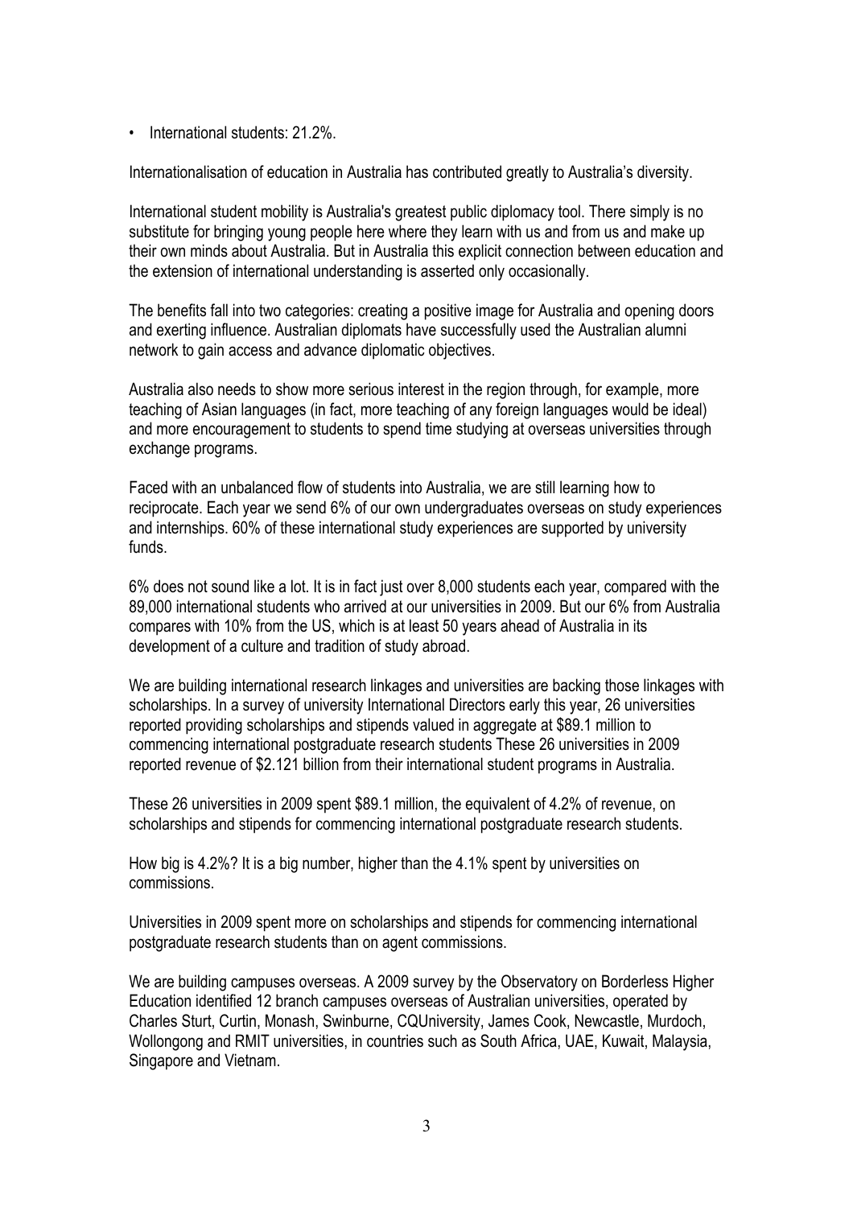- International students: 21.2%.

Internationalisation of education in Australia has contributed greatly to Australia's diversity.

International student mobility is Australia's greatest public diplomacy tool. There simply is no substitute for bringing young people here where they learn with us and from us and make up their own minds about Australia. But in Australia this explicit connection between education and the extension of international understanding is asserted only occasionally.

The benefits fall into two categories: creating a positive image for Australia and opening doors and exerting influence. Australian diplomats have successfully used the Australian alumni network to gain access and advance diplomatic objectives.

Australia also needs to show more serious interest in the region through, for example, more teaching of Asian languages (in fact, more teaching of any foreign languages would be ideal) and more encouragement to students to spend time studying at overseas universities through exchange programs.

Faced with an unbalanced flow of students into Australia, we are still learning how to reciprocate. Each year we send 6% of our own undergraduates overseas on study experiences and internships. 60% of these international study experiences are supported by university funds.

6% does not sound like a lot. It is in fact just over 8,000 students each year, compared with the 89,000 international students who arrived at our universities in 2009. But our 6% from Australia compares with 10% from the US, which is at least 50 years ahead of Australia in its development of a culture and tradition of study abroad.

We are building international research linkages and universities are backing those linkages with scholarships. In a survey of university International Directors early this year, 26 universities reported providing scholarships and stipends valued in aggregate at $89.1 million to commencing international postgraduate research students These 26 universities in 2009 reported revenue of $2.121 billion from their international student programs in Australia.

These 26 universities in 2009 spent $89.1 million, the equivalent of 4.2% of revenue, on scholarships and stipends for commencing international postgraduate research students.

How big is 4.2%? It is a big number, higher than the 4.1% spent by universities on commissions.

Universities in 2009 spent more on scholarships and stipends for commencing international postgraduate research students than on agent commissions.

We are building campuses overseas. A 2009 survey by the Observatory on Borderless Higher Education identified 12 branch campuses overseas of Australian universities, operated by Charles Sturt, Curtin, Monash, Swinburne, CQUniversity, James Cook, Newcastle, Murdoch, Wollongong and RMIT universities, in countries such as South Africa, UAE, Kuwait, Malaysia, Singapore and Vietnam.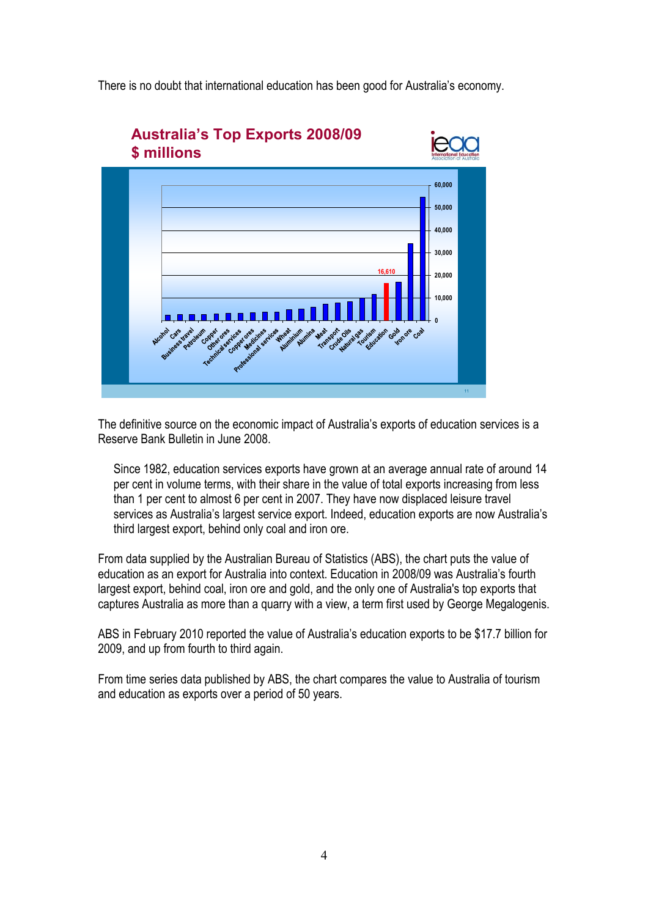There is no doubt that international education has been good for Australia's economy.

**Australia's Top Exports 2008/09**
**$ millions**

The definitive source on the economic impact of Australia's exports of education services is a Reserve Bank Bulletin in June 2008.

> Since 1982, education services exports have grown at an average annual rate of around 14 per cent in volume terms, with their share in the value of total exports increasing from less than 1 per cent to almost 6 per cent in 2007. They have now displaced leisure travel services as Australia's largest service export. Indeed, education exports are now Australia's third largest export, behind only coal and iron ore.

From data supplied by the Australian Bureau of Statistics (ABS), the chart puts the value of education as an export for Australia into context. Education in 2008/09 was Australia's fourth largest export, behind coal, iron ore and gold, and the only one of Australia's top exports that captures Australia as more than a quarry with a view, a term first used by George Megalogenis.

ABS in February 2010 reported the value of Australia's education exports to be $17.7 billion for 2009, and up from fourth to third again.

From time series data published by ABS, the chart compares the value to Australia of tourism and education as exports over a period of 50 years.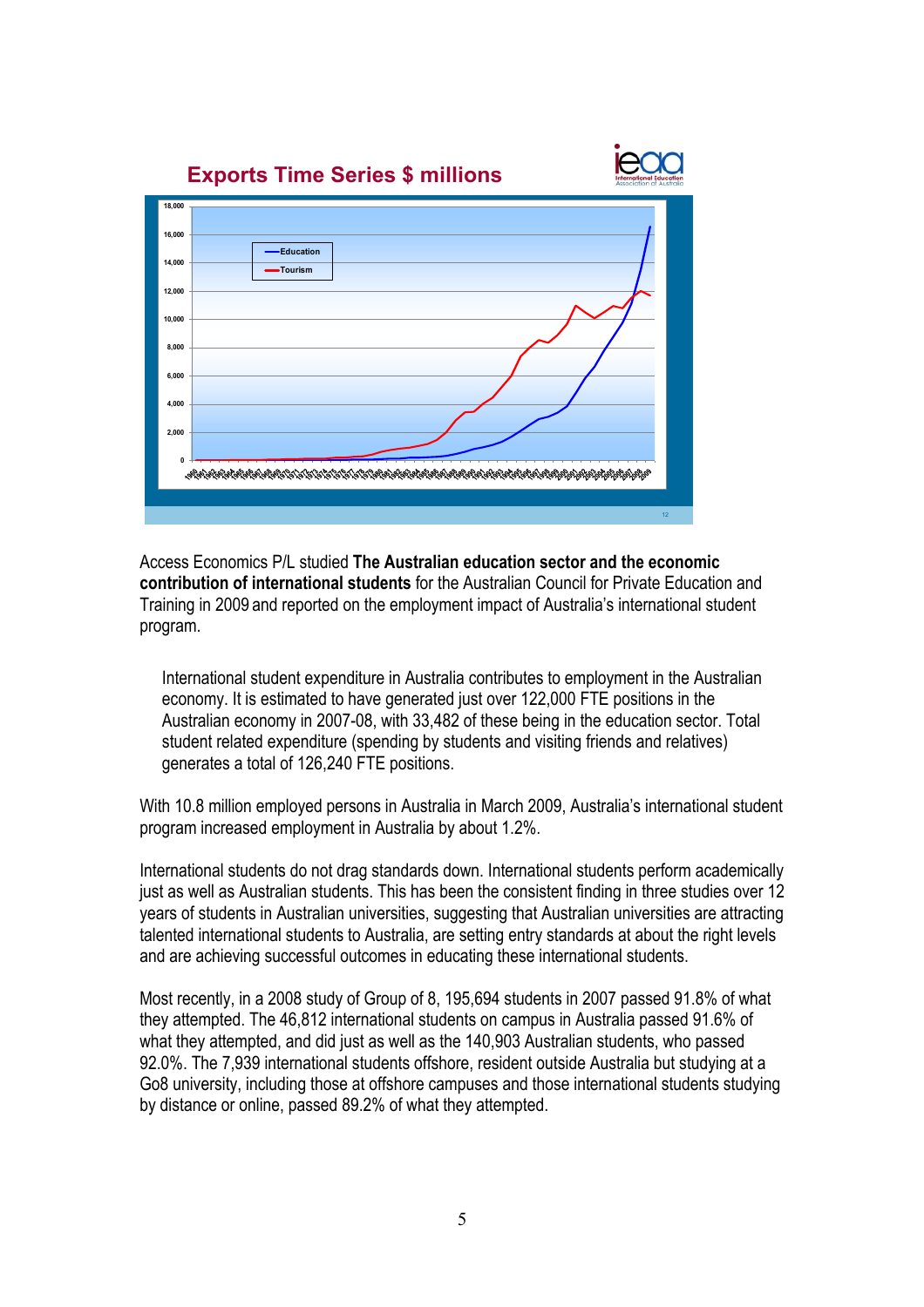**Exports Time Series $ millions**

Access Economics P/L studied **The Australian education sector and the economic contribution of international students** for the Australian Council for Private Education and Training in 2009 and reported on the employment impact of Australia's international student program.

> International student expenditure in Australia contributes to employment in the Australian economy. It is estimated to have generated just over 122,000 FTE positions in the Australian economy in 2007-08, with 33,482 of these being in the education sector. Total student related expenditure (spending by students and visiting friends and relatives) generates a total of 126,240 FTE positions.

With 10.8 million employed persons in Australia in March 2009, Australia's international student program increased employment in Australia by about 1.2%.

International students do not drag standards down. International students perform academically just as well as Australian students. This has been the consistent finding in three studies over 12 years of students in Australian universities, suggesting that Australian universities are attracting talented international students to Australia, are setting entry standards at about the right levels and are achieving successful outcomes in educating these international students.

Most recently, in a 2008 study of Group of 8, 195,694 students in 2007 passed 91.8% of what they attempted. The 46,812 international students on campus in Australia passed 91.6% of what they attempted, and did just as well as the 140,903 Australian students, who passed 92.0%. The 7,939 international students offshore, resident outside Australia but studying at a Go8 university, including those at offshore campuses and those international students studying by distance or online, passed 89.2% of what they attempted.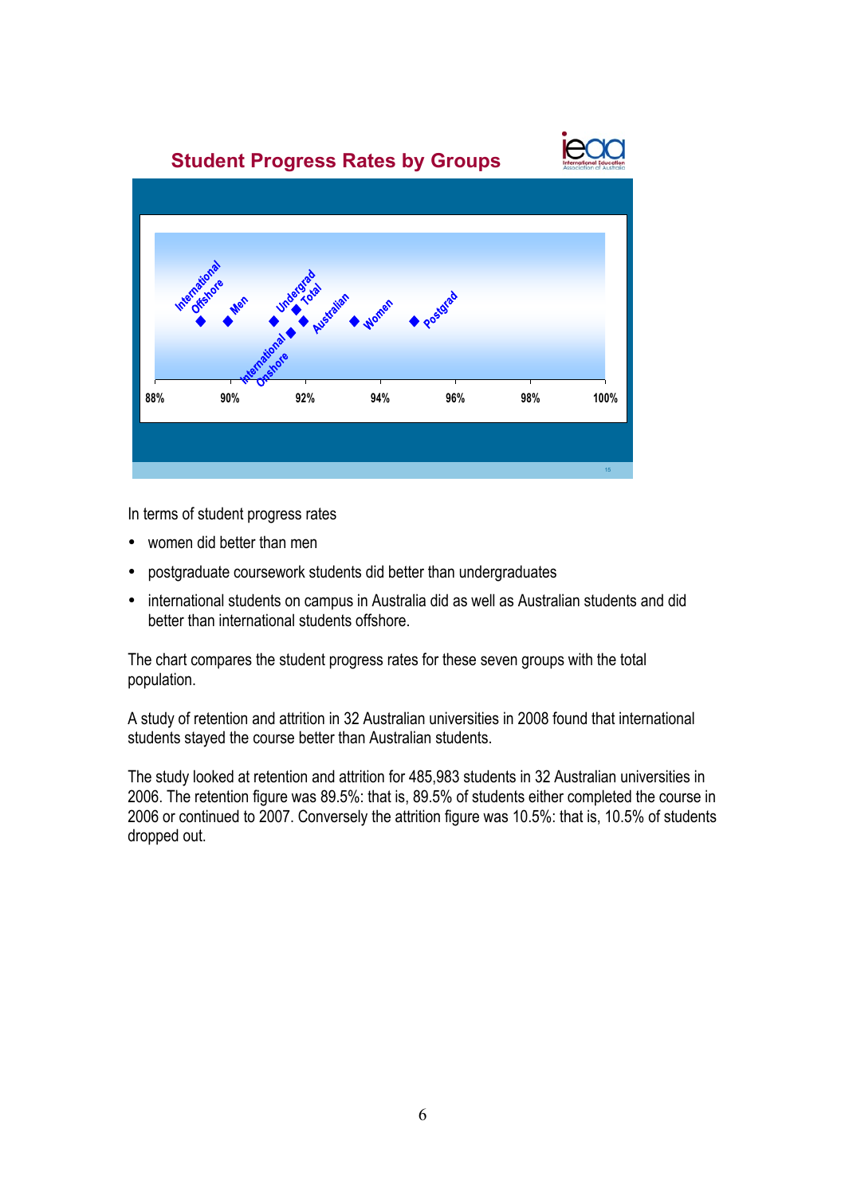## Student Progress Rates by Groups

In terms of student progress rates

- women did better than men
- postgraduate coursework students did better than undergraduates
- international students on campus in Australia did as well as Australian students and did better than international students offshore.

The chart compares the student progress rates for these seven groups with the total population.

A study of retention and attrition in 32 Australian universities in 2008 found that international students stayed the course better than Australian students.

The study looked at retention and attrition for 485,983 students in 32 Australian universities in 2006. The retention figure was 89.5%: that is, 89.5% of students either completed the course in 2006 or continued to 2007. Conversely the attrition figure was 10.5%: that is, 10.5% of students dropped out.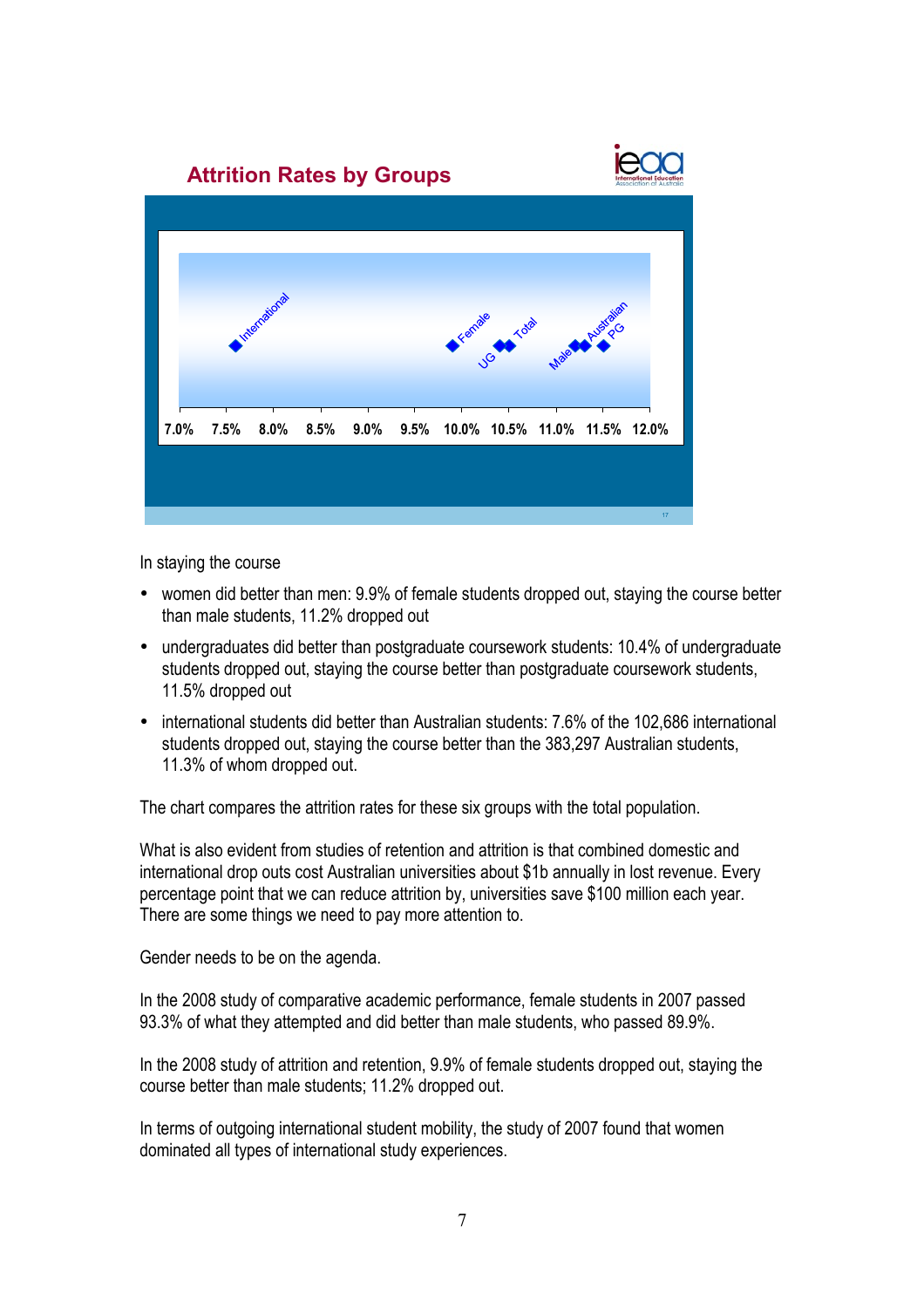## Attrition Rates by Groups

In staying the course

- women did better than men: 9.9% of female students dropped out, staying the course better than male students, 11.2% dropped out
- undergraduates did better than postgraduate coursework students: 10.4% of undergraduate students dropped out, staying the course better than postgraduate coursework students, 11.5% dropped out
- international students did better than Australian students: 7.6% of the 102,686 international students dropped out, staying the course better than the 383,297 Australian students, 11.3% of whom dropped out.

The chart compares the attrition rates for these six groups with the total population.

What is also evident from studies of retention and attrition is that combined domestic and international drop outs cost Australian universities about $1b annually in lost revenue. Every percentage point that we can reduce attrition by, universities save $100 million each year. There are some things we need to pay more attention to.

Gender needs to be on the agenda.

In the 2008 study of comparative academic performance, female students in 2007 passed 93.3% of what they attempted and did better than male students, who passed 89.9%.

In the 2008 study of attrition and retention, 9.9% of female students dropped out, staying the course better than male students; 11.2% dropped out.

In terms of outgoing international student mobility, the study of 2007 found that women dominated all types of international study experiences.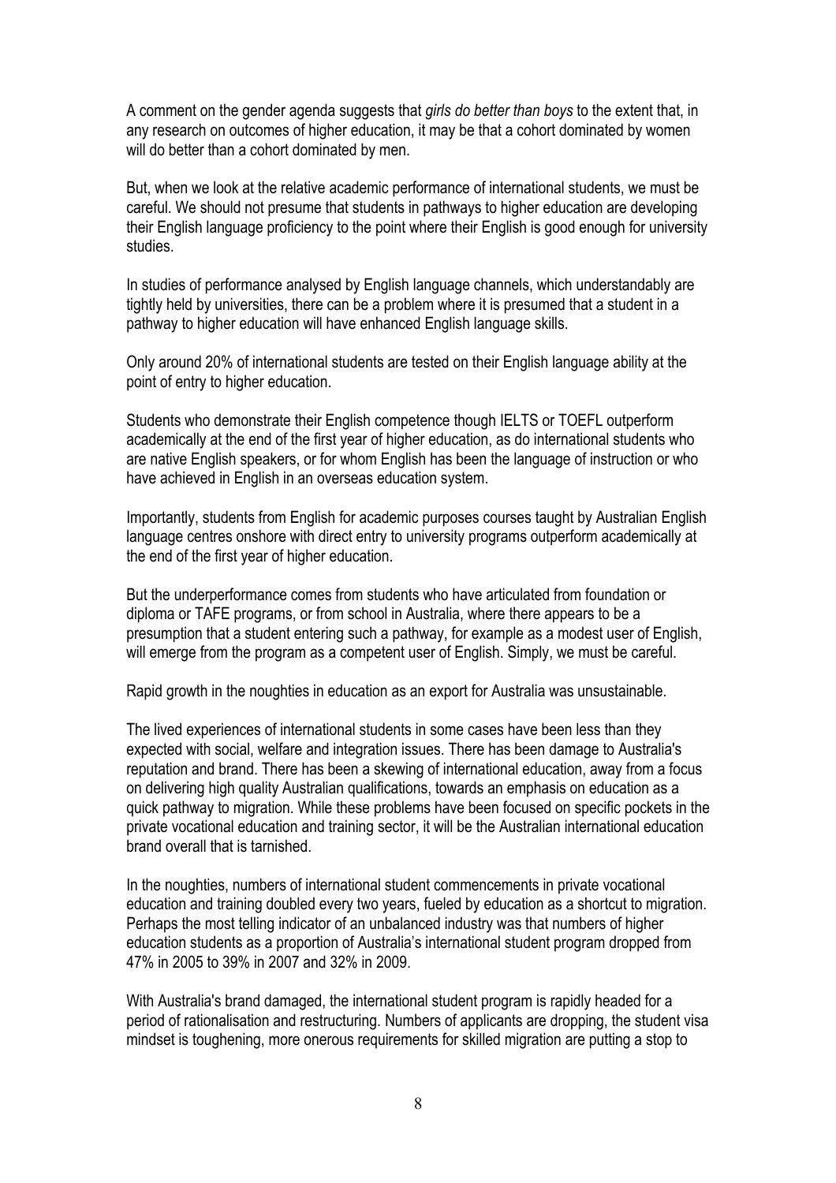A comment on the gender agenda suggests that *girls do better than boys* to the extent that, in any research on outcomes of higher education, it may be that a cohort dominated by women will do better than a cohort dominated by men.

But, when we look at the relative academic performance of international students, we must be careful. We should not presume that students in pathways to higher education are developing their English language proficiency to the point where their English is good enough for university studies.

In studies of performance analysed by English language channels, which understandably are tightly held by universities, there can be a problem where it is presumed that a student in a pathway to higher education will have enhanced English language skills.

Only around 20% of international students are tested on their English language ability at the point of entry to higher education.

Students who demonstrate their English competence though IELTS or TOEFL outperform academically at the end of the first year of higher education, as do international students who are native English speakers, or for whom English has been the language of instruction or who have achieved in English in an overseas education system.

Importantly, students from English for academic purposes courses taught by Australian English language centres onshore with direct entry to university programs outperform academically at the end of the first year of higher education.

But the underperformance comes from students who have articulated from foundation or diploma or TAFE programs, or from school in Australia, where there appears to be a presumption that a student entering such a pathway, for example as a modest user of English, will emerge from the program as a competent user of English. Simply, we must be careful.

Rapid growth in the noughties in education as an export for Australia was unsustainable.

The lived experiences of international students in some cases have been less than they expected with social, welfare and integration issues. There has been damage to Australia's reputation and brand. There has been a skewing of international education, away from a focus on delivering high quality Australian qualifications, towards an emphasis on education as a quick pathway to migration. While these problems have been focused on specific pockets in the private vocational education and training sector, it will be the Australian international education brand overall that is tarnished.

In the noughties, numbers of international student commencements in private vocational education and training doubled every two years, fueled by education as a shortcut to migration. Perhaps the most telling indicator of an unbalanced industry was that numbers of higher education students as a proportion of Australia's international student program dropped from 47% in 2005 to 39% in 2007 and 32% in 2009.

With Australia's brand damaged, the international student program is rapidly headed for a period of rationalisation and restructuring. Numbers of applicants are dropping, the student visa mindset is toughening, more onerous requirements for skilled migration are putting a stop to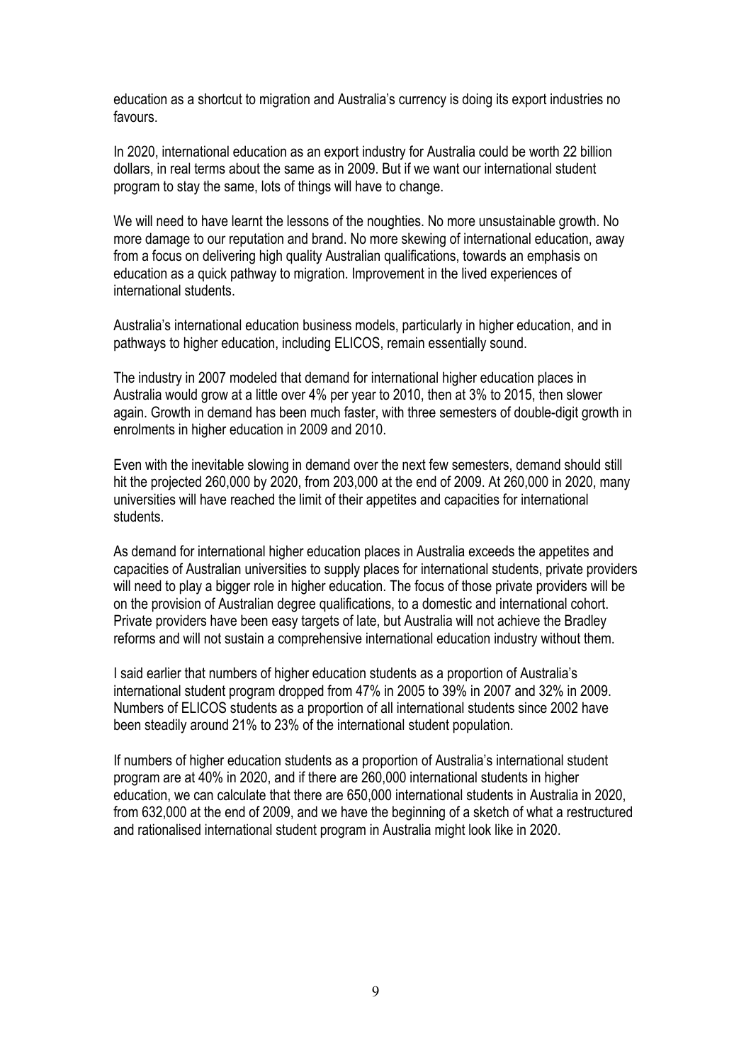education as a shortcut to migration and Australia's currency is doing its export industries no favours.

In 2020, international education as an export industry for Australia could be worth 22 billion dollars, in real terms about the same as in 2009. But if we want our international student program to stay the same, lots of things will have to change.

We will need to have learnt the lessons of the noughties. No more unsustainable growth. No more damage to our reputation and brand. No more skewing of international education, away from a focus on delivering high quality Australian qualifications, towards an emphasis on education as a quick pathway to migration. Improvement in the lived experiences of international students.

Australia's international education business models, particularly in higher education, and in pathways to higher education, including ELICOS, remain essentially sound.

The industry in 2007 modeled that demand for international higher education places in Australia would grow at a little over 4% per year to 2010, then at 3% to 2015, then slower again. Growth in demand has been much faster, with three semesters of double-digit growth in enrolments in higher education in 2009 and 2010.

Even with the inevitable slowing in demand over the next few semesters, demand should still hit the projected 260,000 by 2020, from 203,000 at the end of 2009. At 260,000 in 2020, many universities will have reached the limit of their appetites and capacities for international students.

As demand for international higher education places in Australia exceeds the appetites and capacities of Australian universities to supply places for international students, private providers will need to play a bigger role in higher education. The focus of those private providers will be on the provision of Australian degree qualifications, to a domestic and international cohort. Private providers have been easy targets of late, but Australia will not achieve the Bradley reforms and will not sustain a comprehensive international education industry without them.

I said earlier that numbers of higher education students as a proportion of Australia's international student program dropped from 47% in 2005 to 39% in 2007 and 32% in 2009. Numbers of ELICOS students as a proportion of all international students since 2002 have been steadily around 21% to 23% of the international student population.

If numbers of higher education students as a proportion of Australia's international student program are at 40% in 2020, and if there are 260,000 international students in higher education, we can calculate that there are 650,000 international students in Australia in 2020, from 632,000 at the end of 2009, and we have the beginning of a sketch of what a restructured and rationalised international student program in Australia might look like in 2020.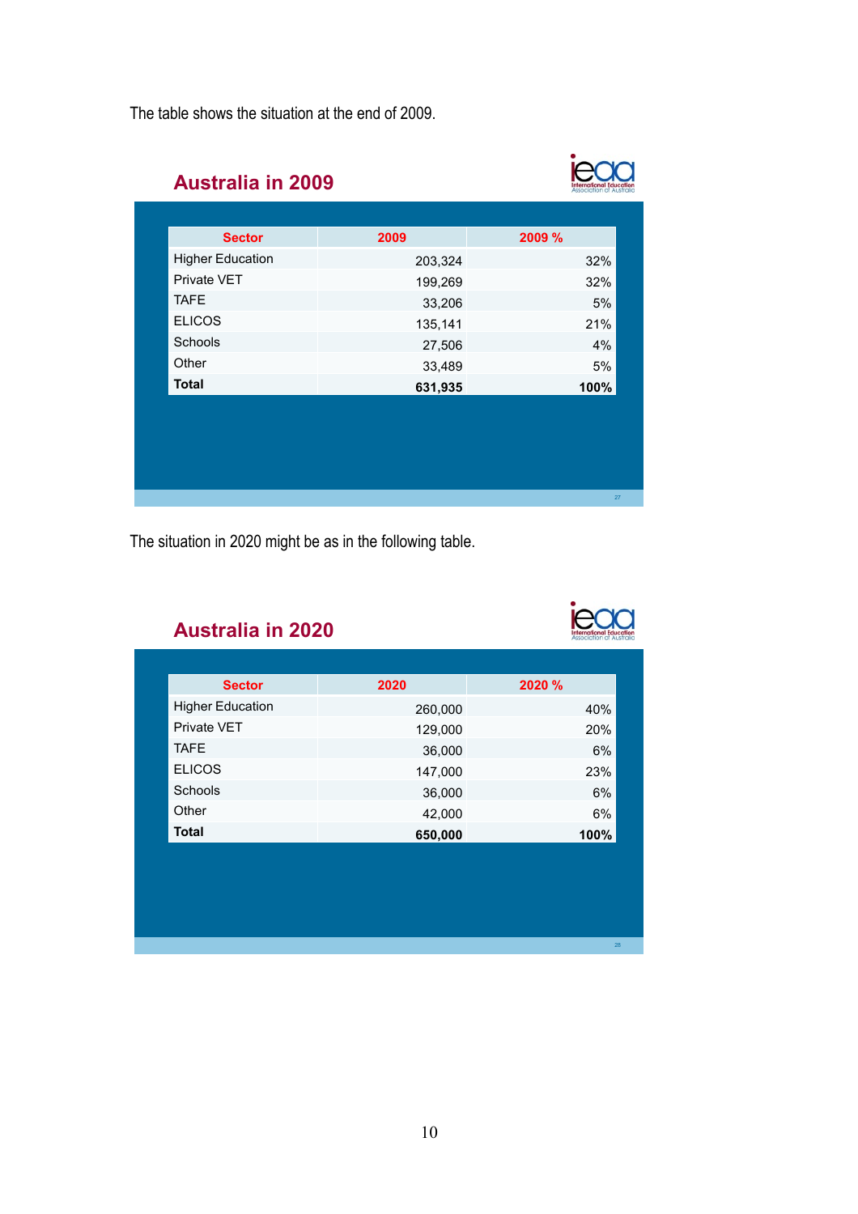The table shows the situation at the end of 2009.

## Australia in 2009

| Sector | 2009 | 2009 % |
|---|---|---|
| Higher Education | 203,324 | 32% |
| Private VET | 199,269 | 32% |
| TAFE | 33,206 | 5% |
| ELICOS | 135,141 | 21% |
| Schools | 27,506 | 4% |
| Other | 33,489 | 5% |
| **Total** | **631,935** | **100%** |

The situation in 2020 might be as in the following table.

## Australia in 2020

| Sector | 2020 | 2020 % |
|---|---|---|
| Higher Education | 260,000 | 40% |
| Private VET | 129,000 | 20% |
| TAFE | 36,000 | 6% |
| ELICOS | 147,000 | 23% |
| Schools | 36,000 | 6% |
| Other | 42,000 | 6% |
| **Total** | **650,000** | **100%** |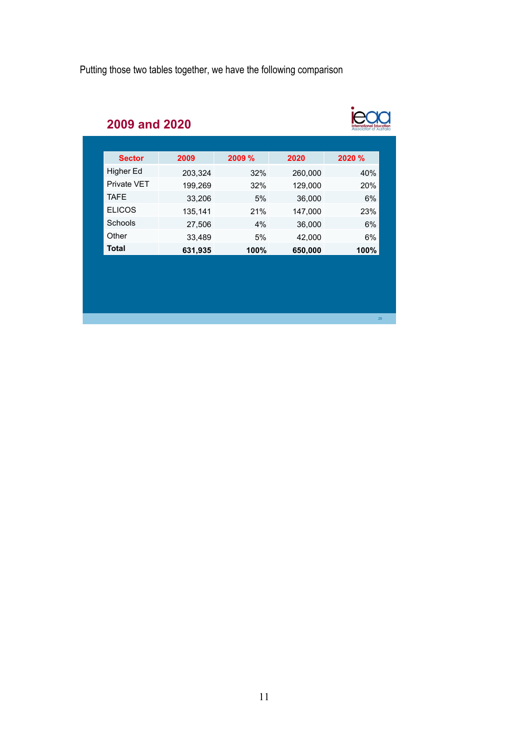Putting those two tables together, we have the following comparison

## 2009 and 2020

| Sector | 2009 | 2009 % | 2020 | 2020 % |
|---|---|---|---|---|
| Higher Ed | 203,324 | 32% | 260,000 | 40% |
| Private VET | 199,269 | 32% | 129,000 | 20% |
| TAFE | 33,206 | 5% | 36,000 | 6% |
| ELICOS | 135,141 | 21% | 147,000 | 23% |
| Schools | 27,506 | 4% | 36,000 | 6% |
| Other | 33,489 | 5% | 42,000 | 6% |
| **Total** | **631,935** | **100%** | **650,000** | **100%** |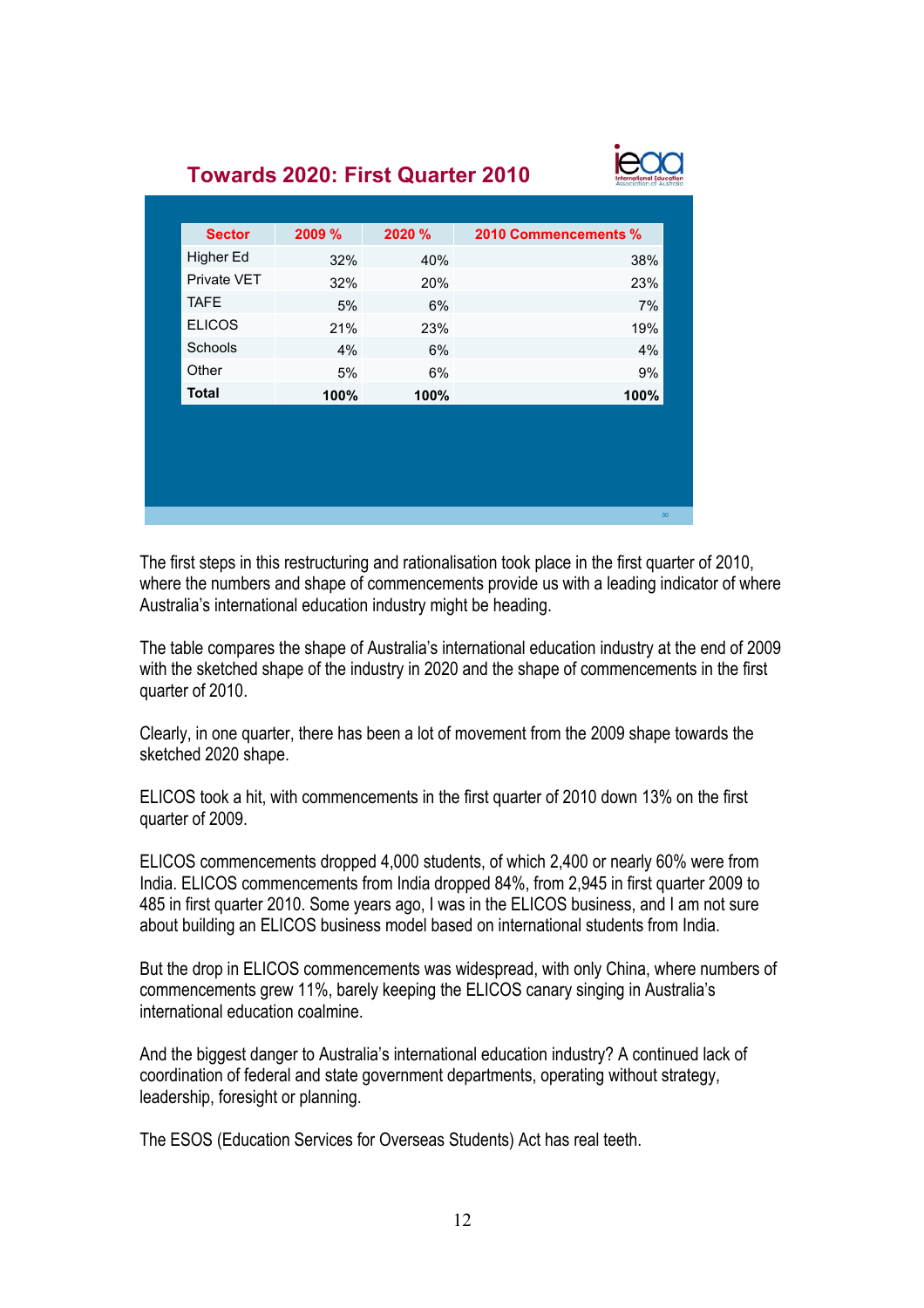## Towards 2020: First Quarter 2010

| Sector | 2009 % | 2020 % | 2010 Commencements % |
|---|---|---|---|
| Higher Ed | 32% | 40% | 38% |
| Private VET | 32% | 20% | 23% |
| TAFE | 5% | 6% | 7% |
| ELICOS | 21% | 23% | 19% |
| Schools | 4% | 6% | 4% |
| Other | 5% | 6% | 9% |
| **Total** | **100%** | **100%** | **100%** |

The first steps in this restructuring and rationalisation took place in the first quarter of 2010, where the numbers and shape of commencements provide us with a leading indicator of where Australia's international education industry might be heading.

The table compares the shape of Australia's international education industry at the end of 2009 with the sketched shape of the industry in 2020 and the shape of commencements in the first quarter of 2010.

Clearly, in one quarter, there has been a lot of movement from the 2009 shape towards the sketched 2020 shape.

ELICOS took a hit, with commencements in the first quarter of 2010 down 13% on the first quarter of 2009.

ELICOS commencements dropped 4,000 students, of which 2,400 or nearly 60% were from India. ELICOS commencements from India dropped 84%, from 2,945 in first quarter 2009 to 485 in first quarter 2010. Some years ago, I was in the ELICOS business, and I am not sure about building an ELICOS business model based on international students from India.

But the drop in ELICOS commencements was widespread, with only China, where numbers of commencements grew 11%, barely keeping the ELICOS canary singing in Australia's international education coalmine.

And the biggest danger to Australia's international education industry? A continued lack of coordination of federal and state government departments, operating without strategy, leadership, foresight or planning.

The ESOS (Education Services for Overseas Students) Act has real teeth.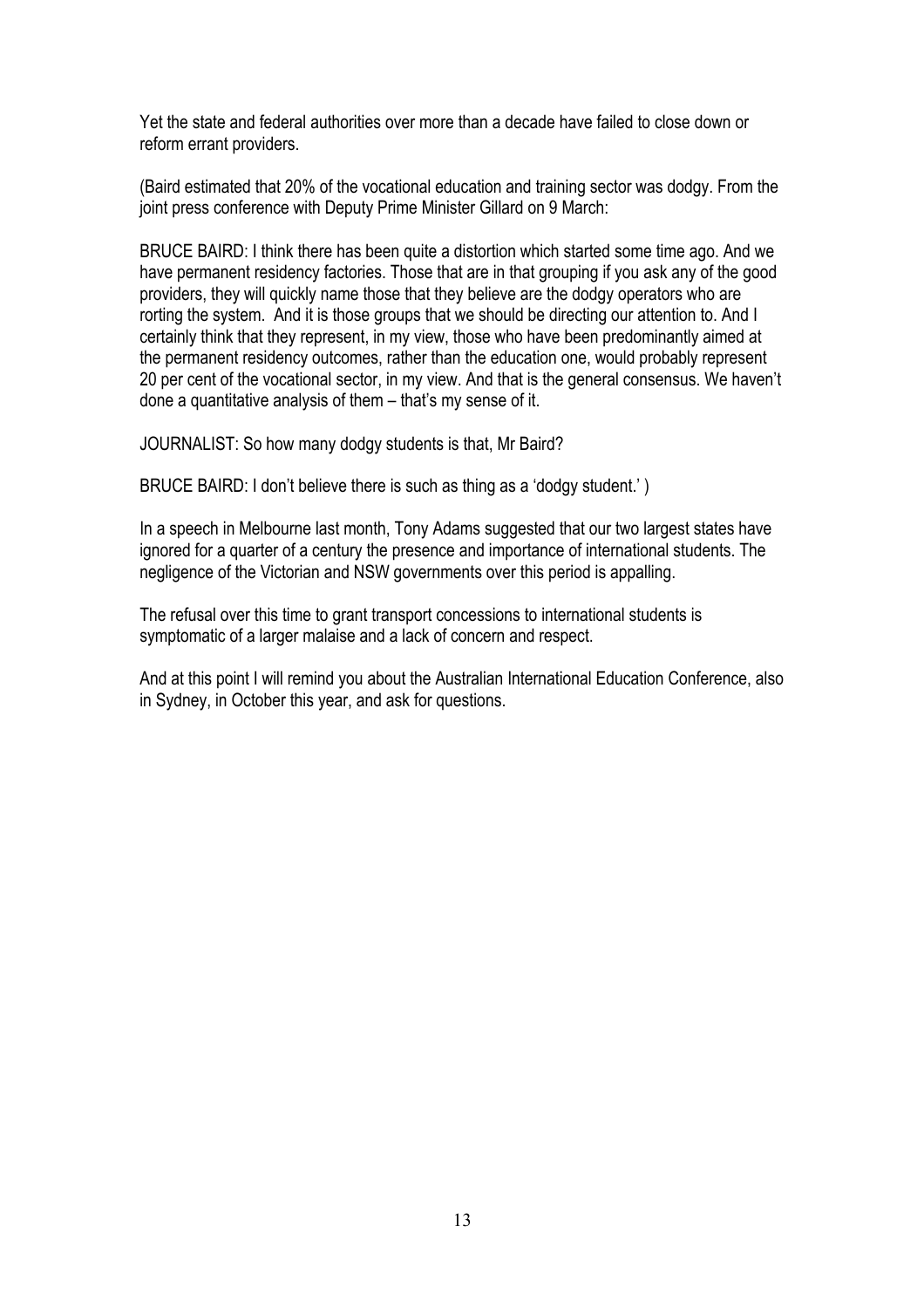Yet the state and federal authorities over more than a decade have failed to close down or reform errant providers.

(Baird estimated that 20% of the vocational education and training sector was dodgy. From the joint press conference with Deputy Prime Minister Gillard on 9 March:

BRUCE BAIRD: I think there has been quite a distortion which started some time ago. And we have permanent residency factories. Those that are in that grouping if you ask any of the good providers, they will quickly name those that they believe are the dodgy operators who are rorting the system. And it is those groups that we should be directing our attention to. And I certainly think that they represent, in my view, those who have been predominantly aimed at the permanent residency outcomes, rather than the education one, would probably represent 20 per cent of the vocational sector, in my view. And that is the general consensus. We haven't done a quantitative analysis of them – that's my sense of it.

JOURNALIST: So how many dodgy students is that, Mr Baird?

BRUCE BAIRD: I don't believe there is such as thing as a 'dodgy student.' )

In a speech in Melbourne last month, Tony Adams suggested that our two largest states have ignored for a quarter of a century the presence and importance of international students. The negligence of the Victorian and NSW governments over this period is appalling.

The refusal over this time to grant transport concessions to international students is symptomatic of a larger malaise and a lack of concern and respect.

And at this point I will remind you about the Australian International Education Conference, also in Sydney, in October this year, and ask for questions.